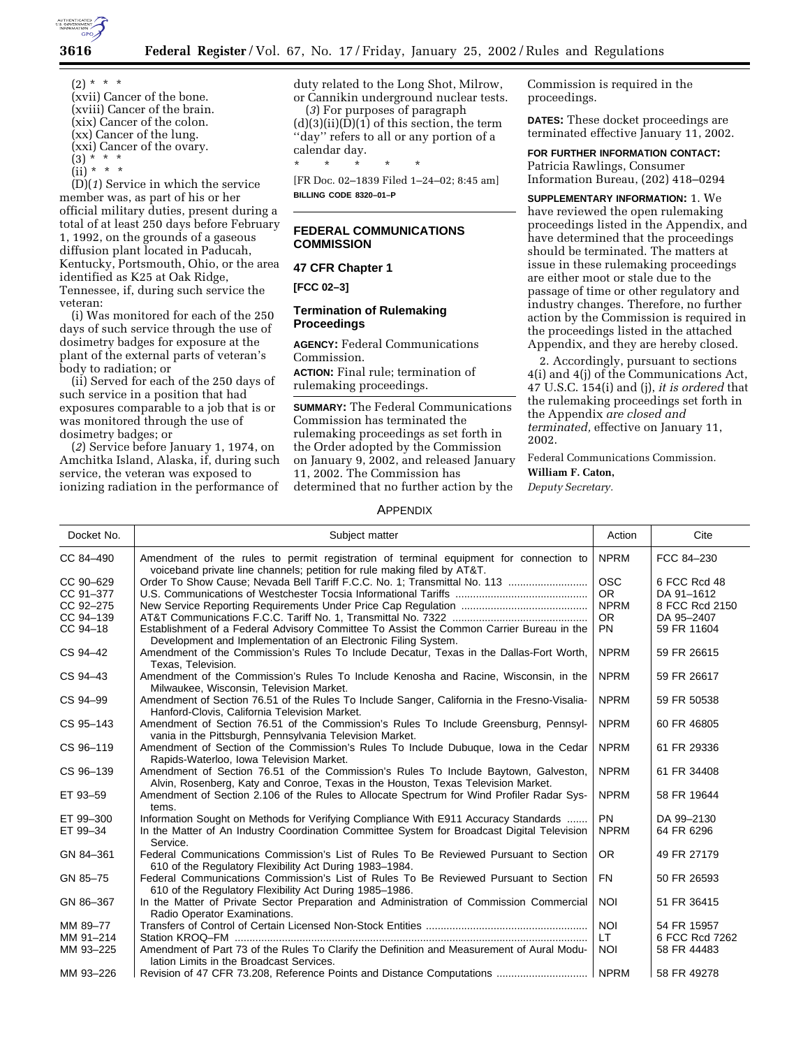(2) * * *

(xvii) Cancer of the bone.

(xviii) Cancer of the brain.

(xix) Cancer of the colon.

(xx) Cancer of the lung.

(xxi) Cancer of the ovary.

(3) * * *

(ii) * * *

(D)(*1*) Service in which the service member was, as part of his or her official military duties, present during a total of at least 250 days before February 1, 1992, on the grounds of a gaseous diffusion plant located in Paducah, Kentucky, Portsmouth, Ohio, or the area identified as K25 at Oak Ridge, Tennessee, if, during such service the veteran:

(i) Was monitored for each of the 250 days of such service through the use of dosimetry badges for exposure at the plant of the external parts of veteran's body to radiation; or

(ii) Served for each of the 250 days of such service in a position that had exposures comparable to a job that is or was monitored through the use of dosimetry badges; or

(*2*) Service before January 1, 1974, on Amchitka Island, Alaska, if, during such service, the veteran was exposed to ionizing radiation in the performance of duty related to the Long Shot, Milrow, or Cannikin underground nuclear tests.

(*3*) For purposes of paragraph (d)(3)(ii)(D)(1) of this section, the term "day" refers to all or any portion of a calendar day.

* * * * *

[FR Doc. 02–1839 Filed 1–24–02; 8:45 am]

**BILLING CODE 8320–01–P**

## FEDERAL COMMUNICATIONS COMMISSION

### 47 CFR Chapter 1

**[FCC 02–3]**

### Termination of Rulemaking Proceedings

**AGENCY:** Federal Communications Commission.

**ACTION:** Final rule; termination of rulemaking proceedings.

**SUMMARY:** The Federal Communications Commission has terminated the rulemaking proceedings as set forth in the Order adopted by the Commission on January 9, 2002, and released January 11, 2002. The Commission has determined that no further action by the Commission is required in the proceedings.

**DATES:** These docket proceedings are terminated effective January 11, 2002.

**FOR FURTHER INFORMATION CONTACT:** Patricia Rawlings, Consumer Information Bureau, (202) 418–0294

**SUPPLEMENTARY INFORMATION:** 1. We have reviewed the open rulemaking proceedings listed in the Appendix, and have determined that the proceedings should be terminated. The matters at issue in these rulemaking proceedings are either moot or stale due to the passage of time or other regulatory and industry changes. Therefore, no further action by the Commission is required in the proceedings listed in the attached Appendix, and they are hereby closed.

2. Accordingly, pursuant to sections 4(i) and 4(j) of the Communications Act, 47 U.S.C. 154(i) and (j), *it is ordered* that the rulemaking proceedings set forth in the Appendix *are closed and terminated,* effective on January 11, 2002.

Federal Communications Commission.

**William F. Caton,**

*Deputy Secretary.*

APPENDIX

| Docket No. | Subject matter | Action | Cite |
|---|---|---|---|
| CC 84–490 | Amendment of the rules to permit registration of terminal equipment for connection to voiceband private line channels; petition for rule making filed by AT&T. | NPRM | FCC 84–230 |
| CC 90–629 | Order To Show Cause; Nevada Bell Tariff F.C.C. No. 1; Transmittal No. 113 | OSC | 6 FCC Rcd 48 |
| CC 91–377 | U.S. Communications of Westchester Tocsia Informational Tariffs | OR | DA 91–1612 |
| CC 92–275 | New Service Reporting Requirements Under Price Cap Regulation | NPRM | 8 FCC Rcd 2150 |
| CC 94–139 | AT&T Communications F.C.C. Tariff No. 1, Transmittal No. 7322 | OR | DA 95–2407 |
| CC 94–18 | Establishment of a Federal Advisory Committee To Assist the Common Carrier Bureau in the Development and Implementation of an Electronic Filing System. | PN | 59 FR 11604 |
| CS 94–42 | Amendment of the Commission's Rules To Include Decatur, Texas in the Dallas-Fort Worth, Texas, Television. | NPRM | 59 FR 26615 |
| CS 94–43 | Amendment of the Commission's Rules To Include Kenosha and Racine, Wisconsin, in the Milwaukee, Wisconsin, Television Market. | NPRM | 59 FR 26617 |
| CS 94–99 | Amendment of Section 76.51 of the Rules To Include Sanger, California in the Fresno-Visalia-Hanford-Clovis, California Television Market. | NPRM | 59 FR 50538 |
| CS 95–143 | Amendment of Section 76.51 of the Commission's Rules To Include Greensburg, Pennsylvania in the Pittsburgh, Pennsylvania Television Market. | NPRM | 60 FR 46805 |
| CS 96–119 | Amendment of Section of the Commission's Rules To Include Dubuque, Iowa in the Cedar Rapids-Waterloo, Iowa Television Market. | NPRM | 61 FR 29336 |
| CS 96–139 | Amendment of Section 76.51 of the Commission's Rules To Include Baytown, Galveston, Alvin, Rosenberg, Katy and Conroe, Texas in the Houston, Texas Television Market. | NPRM | 61 FR 34408 |
| ET 93–59 | Amendment of Section 2.106 of the Rules to Allocate Spectrum for Wind Profiler Radar Systems. | NPRM | 58 FR 19644 |
| ET 99–300 | Information Sought on Methods for Verifying Compliance With E911 Accuracy Standards | PN | DA 99–2130 |
| ET 99–34 | In the Matter of An Industry Coordination Committee System for Broadcast Digital Television Service. | NPRM | 64 FR 6296 |
| GN 84–361 | Federal Communications Commission's List of Rules To Be Reviewed Pursuant to Section 610 of the Regulatory Flexibility Act During 1983–1984. | OR | 49 FR 27179 |
| GN 85–75 | Federal Communications Commission's List of Rules To Be Reviewed Pursuant to Section 610 of the Regulatory Flexibility Act During 1985–1986. | FN | 50 FR 26593 |
| GN 86–367 | In the Matter of Private Sector Preparation and Administration of Commission Commercial Radio Operator Examinations. | NOI | 51 FR 36415 |
| MM 89–77 | Transfers of Control of Certain Licensed Non-Stock Entities | NOI | 54 FR 15957 |
| MM 91–214 | Station KROQ–FM | LT | 6 FCC Rcd 7262 |
| MM 93–225 | Amendment of Part 73 of the Rules To Clarify the Definition and Measurement of Aural Modulation Limits in the Broadcast Services. | NOI | 58 FR 44483 |
| MM 93–226 | Revision of 47 CFR 73.208, Reference Points and Distance Computations | NPRM | 58 FR 49278 |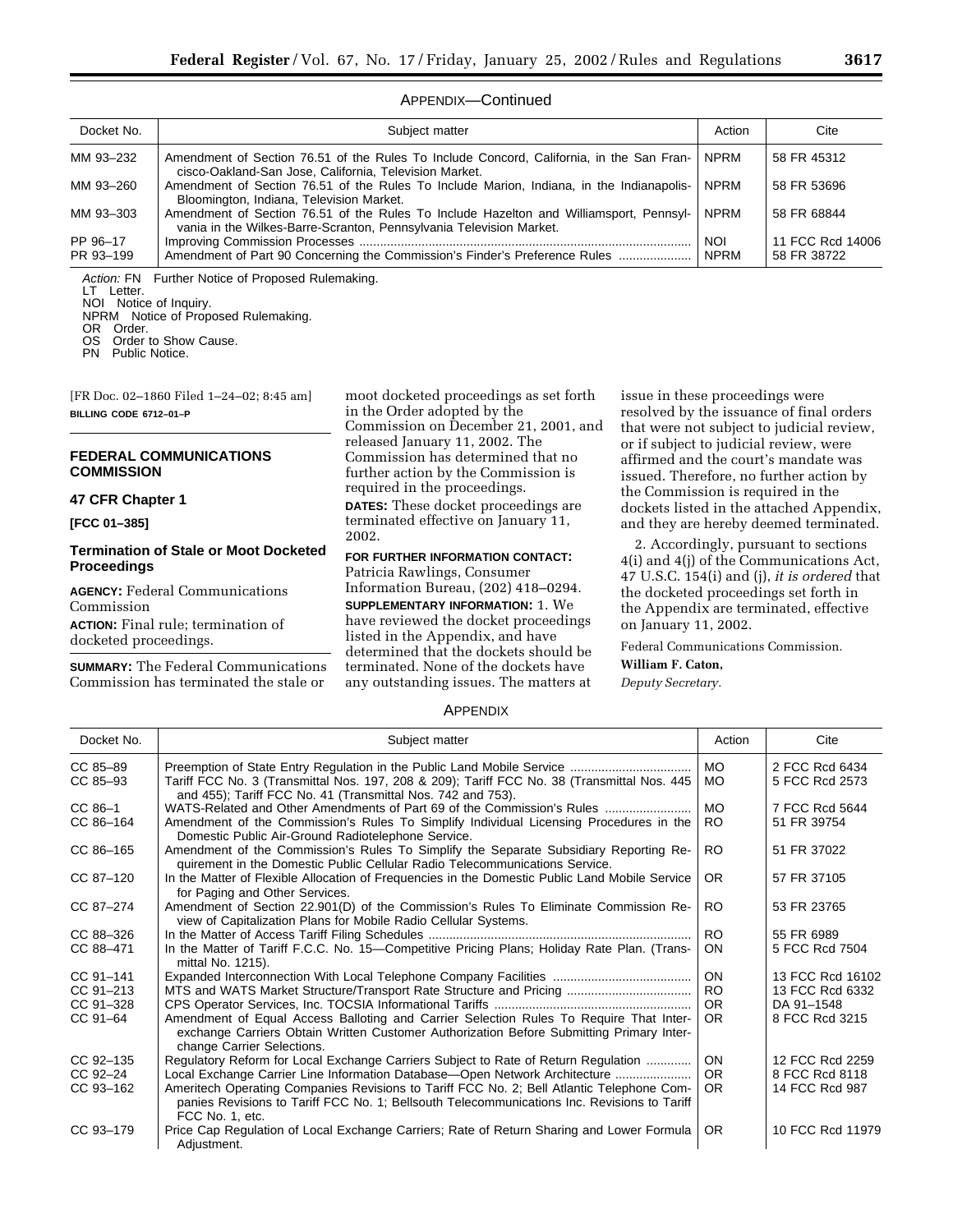APPENDIX—Continued

| Docket No. | Subject matter | Action | Cite |
|---|---|---|---|
| MM 93–232 | Amendment of Section 76.51 of the Rules To Include Concord, California, in the San Francisco-Oakland-San Jose, California, Television Market. | NPRM | 58 FR 45312 |
| MM 93–260 | Amendment of Section 76.51 of the Rules To Include Marion, Indiana, in the Indianapolis-Bloomington, Indiana, Television Market. | NPRM | 58 FR 53696 |
| MM 93–303 | Amendment of Section 76.51 of the Rules To Include Hazelton and Williamsport, Pennsylvania in the Wilkes-Barre-Scranton, Pennsylvania Television Market. | NPRM | 58 FR 68844 |
| PP 96–17 | Improving Commission Processes | NOI | 11 FCC Rcd 14006 |
| PR 93–199 | Amendment of Part 90 Concerning the Commission's Finder's Preference Rules | NPRM | 58 FR 38722 |

*Action:* FN Further Notice of Proposed Rulemaking.
LT Letter.
NOI Notice of Inquiry.
NPRM Notice of Proposed Rulemaking.
OR Order.
OS Order to Show Cause.
PN Public Notice.

[FR Doc. 02–1860 Filed 1–24–02; 8:45 am]
**BILLING CODE 6712–01–P**

## FEDERAL COMMUNICATIONS COMMISSION

### 47 CFR Chapter 1

**[FCC 01–385]**

### Termination of Stale or Moot Docketed Proceedings

**AGENCY:** Federal Communications Commission

**ACTION:** Final rule; termination of docketed proceedings.

**SUMMARY:** The Federal Communications Commission has terminated the stale or moot docketed proceedings as set forth in the Order adopted by the Commission on December 21, 2001, and released January 11, 2002. The Commission has determined that no further action by the Commission is required in the proceedings.

**DATES:** These docket proceedings are terminated effective on January 11, 2002.

**FOR FURTHER INFORMATION CONTACT:** Patricia Rawlings, Consumer Information Bureau, (202) 418–0294.

**SUPPLEMENTARY INFORMATION:** 1. We have reviewed the docket proceedings listed in the Appendix, and have determined that the dockets should be terminated. None of the dockets have any outstanding issues. The matters at issue in these proceedings were resolved by the issuance of final orders that were not subject to judicial review, or if subject to judicial review, were affirmed and the court's mandate was issued. Therefore, no further action by the Commission is required in the dockets listed in the attached Appendix, and they are hereby deemed terminated.

2. Accordingly, pursuant to sections 4(i) and 4(j) of the Communications Act, 47 U.S.C. 154(i) and (j), *it is ordered* that the docketed proceedings set forth in the Appendix are terminated, effective on January 11, 2002.

Federal Communications Commission.

**William F. Caton,**

*Deputy Secretary.*

APPENDIX

| Docket No. | Subject matter | Action | Cite |
|---|---|---|---|
| CC 85–89 | Preemption of State Entry Regulation in the Public Land Mobile Service | MO | 2 FCC Rcd 6434 |
| CC 85–93 | Tariff FCC No. 3 (Transmittal Nos. 197, 208 & 209); Tariff FCC No. 38 (Transmittal Nos. 445 and 455); Tariff FCC No. 41 (Transmittal Nos. 742 and 753). | MO | 5 FCC Rcd 2573 |
| CC 86–1 | WATS-Related and Other Amendments of Part 69 of the Commission's Rules | MO | 7 FCC Rcd 5644 |
| CC 86–164 | Amendment of the Commission's Rules To Simplify Individual Licensing Procedures in the Domestic Public Air-Ground Radiotelephone Service. | RO | 51 FR 39754 |
| CC 86–165 | Amendment of the Commission's Rules To Simplify the Separate Subsidiary Reporting Requirement in the Domestic Public Cellular Radio Telecommunications Service. | RO | 51 FR 37022 |
| CC 87–120 | In the Matter of Flexible Allocation of Frequencies in the Domestic Public Land Mobile Service for Paging and Other Services. | OR | 57 FR 37105 |
| CC 87–274 | Amendment of Section 22.901(D) of the Commission's Rules To Eliminate Commission Review of Capitalization Plans for Mobile Radio Cellular Systems. | RO | 53 FR 23765 |
| CC 88–326 | In the Matter of Access Tariff Filing Schedules | RO | 55 FR 6989 |
| CC 88–471 | In the Matter of Tariff F.C.C. No. 15—Competitive Pricing Plans; Holiday Rate Plan. (Transmittal No. 1215). | ON | 5 FCC Rcd 7504 |
| CC 91–141 | Expanded Interconnection With Local Telephone Company Facilities | ON | 13 FCC Rcd 16102 |
| CC 91–213 | MTS and WATS Market Structure/Transport Rate Structure and Pricing | RO | 13 FCC Rcd 6332 |
| CC 91–328 | CPS Operator Services, Inc. TOCSIA Informational Tariffs | OR | DA 91–1548 |
| CC 91–64 | Amendment of Equal Access Balloting and Carrier Selection Rules To Require That Interexchange Carriers Obtain Written Customer Authorization Before Submitting Primary Interchange Carrier Selections. | OR | 8 FCC Rcd 3215 |
| CC 92–135 | Regulatory Reform for Local Exchange Carriers Subject to Rate of Return Regulation | ON | 12 FCC Rcd 2259 |
| CC 92–24 | Local Exchange Carrier Line Information Database—Open Network Architecture | OR | 8 FCC Rcd 8118 |
| CC 93–162 | Ameritech Operating Companies Revisions to Tariff FCC No. 2; Bell Atlantic Telephone Companies Revisions to Tariff FCC No. 1; Bellsouth Telecommunications Inc. Revisions to Tariff FCC No. 1, etc. | OR | 14 FCC Rcd 987 |
| CC 93–179 | Price Cap Regulation of Local Exchange Carriers; Rate of Return Sharing and Lower Formula Adjustment. | OR | 10 FCC Rcd 11979 |